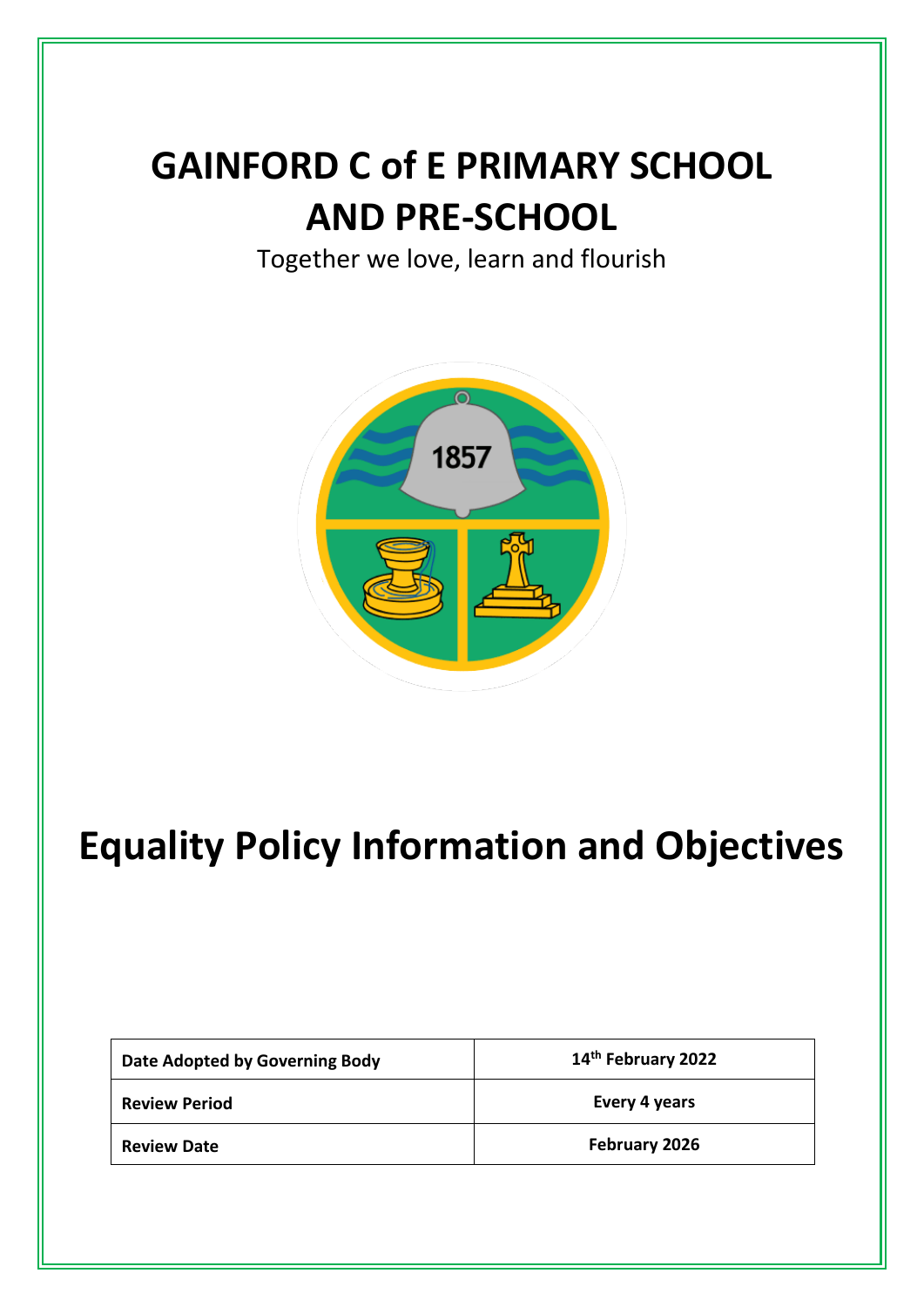# GAINFORD C of E PRIMARY SCHOOL AND PRE-SCHOOL

Together we love, learn and flourish

# Equality Policy Information and Objectives

| Date Adopted by Governing Body | 14th February 2022 |
|---|---|
| Review Period | Every 4 years |
| Review Date | February 2026 |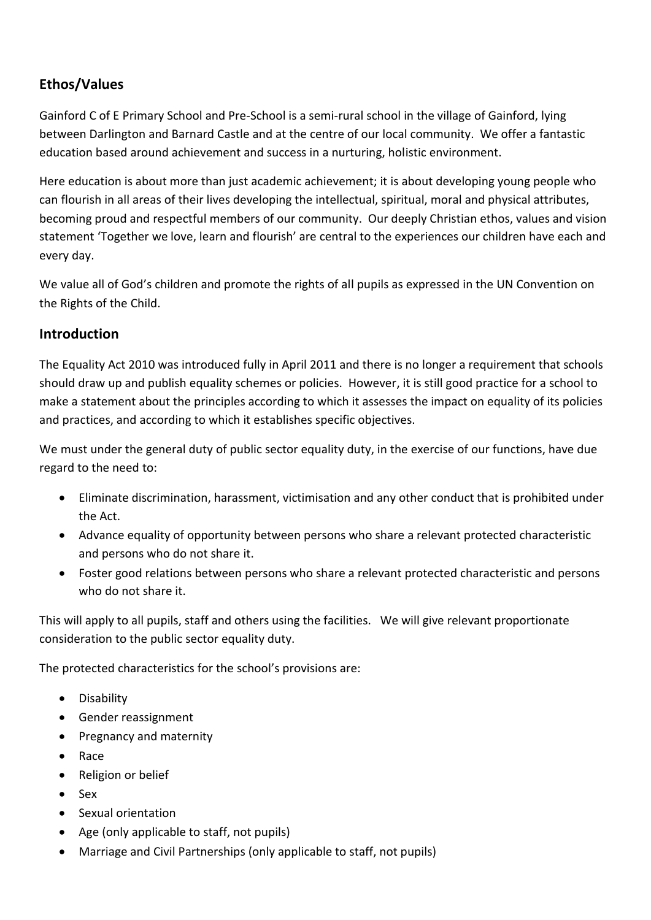## Ethos/Values

Gainford C of E Primary School and Pre-School is a semi-rural school in the village of Gainford, lying between Darlington and Barnard Castle and at the centre of our local community. We offer a fantastic education based around achievement and success in a nurturing, holistic environment.

Here education is about more than just academic achievement; it is about developing young people who can flourish in all areas of their lives developing the intellectual, spiritual, moral and physical attributes, becoming proud and respectful members of our community. Our deeply Christian ethos, values and vision statement 'Together we love, learn and flourish' are central to the experiences our children have each and every day.

We value all of God's children and promote the rights of all pupils as expressed in the UN Convention on the Rights of the Child.

## Introduction

The Equality Act 2010 was introduced fully in April 2011 and there is no longer a requirement that schools should draw up and publish equality schemes or policies. However, it is still good practice for a school to make a statement about the principles according to which it assesses the impact on equality of its policies and practices, and according to which it establishes specific objectives.

We must under the general duty of public sector equality duty, in the exercise of our functions, have due regard to the need to:

- Eliminate discrimination, harassment, victimisation and any other conduct that is prohibited under the Act.
- Advance equality of opportunity between persons who share a relevant protected characteristic and persons who do not share it.
- Foster good relations between persons who share a relevant protected characteristic and persons who do not share it.

This will apply to all pupils, staff and others using the facilities. We will give relevant proportionate consideration to the public sector equality duty.

The protected characteristics for the school's provisions are:

- Disability
- Gender reassignment
- Pregnancy and maternity
- Race
- Religion or belief
- Sex
- Sexual orientation
- Age (only applicable to staff, not pupils)
- Marriage and Civil Partnerships (only applicable to staff, not pupils)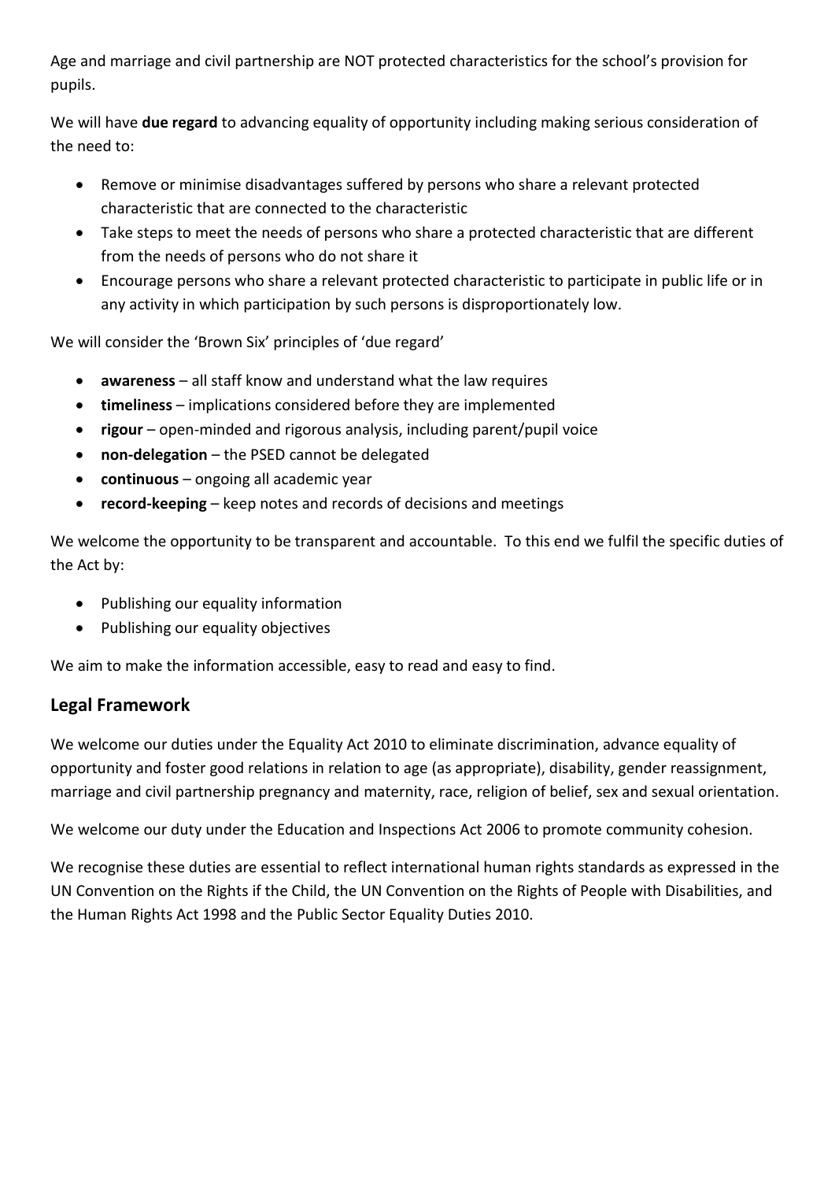Age and marriage and civil partnership are NOT protected characteristics for the school's provision for pupils.

We will have **due regard** to advancing equality of opportunity including making serious consideration of the need to:

- Remove or minimise disadvantages suffered by persons who share a relevant protected characteristic that are connected to the characteristic
- Take steps to meet the needs of persons who share a protected characteristic that are different from the needs of persons who do not share it
- Encourage persons who share a relevant protected characteristic to participate in public life or in any activity in which participation by such persons is disproportionately low.

We will consider the 'Brown Six' principles of 'due regard'

- **awareness** – all staff know and understand what the law requires
- **timeliness** – implications considered before they are implemented
- **rigour** – open-minded and rigorous analysis, including parent/pupil voice
- **non-delegation** – the PSED cannot be delegated
- **continuous** – ongoing all academic year
- **record-keeping** – keep notes and records of decisions and meetings

We welcome the opportunity to be transparent and accountable. To this end we fulfil the specific duties of the Act by:

- Publishing our equality information
- Publishing our equality objectives

We aim to make the information accessible, easy to read and easy to find.

## Legal Framework

We welcome our duties under the Equality Act 2010 to eliminate discrimination, advance equality of opportunity and foster good relations in relation to age (as appropriate), disability, gender reassignment, marriage and civil partnership pregnancy and maternity, race, religion of belief, sex and sexual orientation.

We welcome our duty under the Education and Inspections Act 2006 to promote community cohesion.

We recognise these duties are essential to reflect international human rights standards as expressed in the UN Convention on the Rights if the Child, the UN Convention on the Rights of People with Disabilities, and the Human Rights Act 1998 and the Public Sector Equality Duties 2010.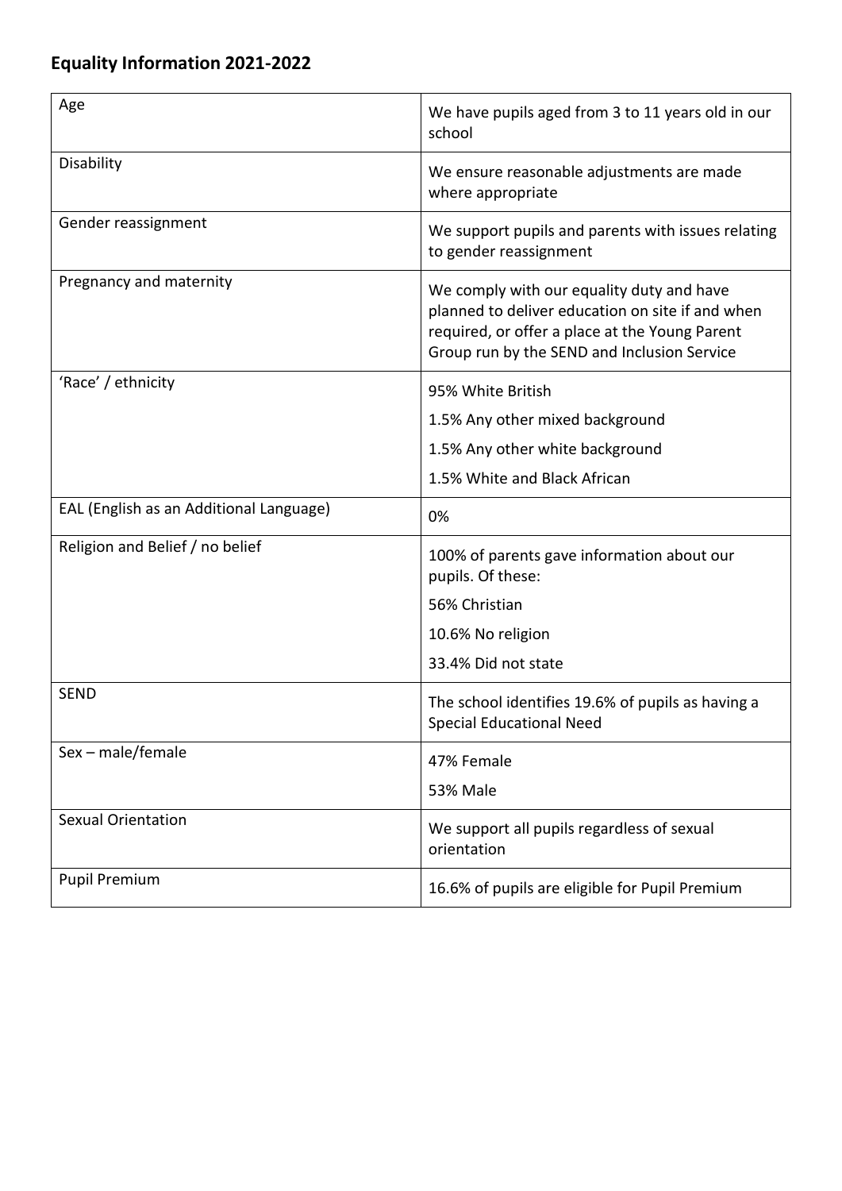## Equality Information 2021-2022

| | |
|---|---|
| Age | We have pupils aged from 3 to 11 years old in our school |
| Disability | We ensure reasonable adjustments are made where appropriate |
| Gender reassignment | We support pupils and parents with issues relating to gender reassignment |
| Pregnancy and maternity | We comply with our equality duty and have planned to deliver education on site if and when required, or offer a place at the Young Parent Group run by the SEND and Inclusion Service |
| 'Race' / ethnicity | 95% White British<br>1.5% Any other mixed background<br>1.5% Any other white background<br>1.5% White and Black African |
| EAL (English as an Additional Language) | 0% |
| Religion and Belief / no belief | 100% of parents gave information about our pupils. Of these:<br>56% Christian<br>10.6% No religion<br>33.4% Did not state |
| SEND | The school identifies 19.6% of pupils as having a Special Educational Need |
| Sex – male/female | 47% Female<br>53% Male |
| Sexual Orientation | We support all pupils regardless of sexual orientation |
| Pupil Premium | 16.6% of pupils are eligible for Pupil Premium |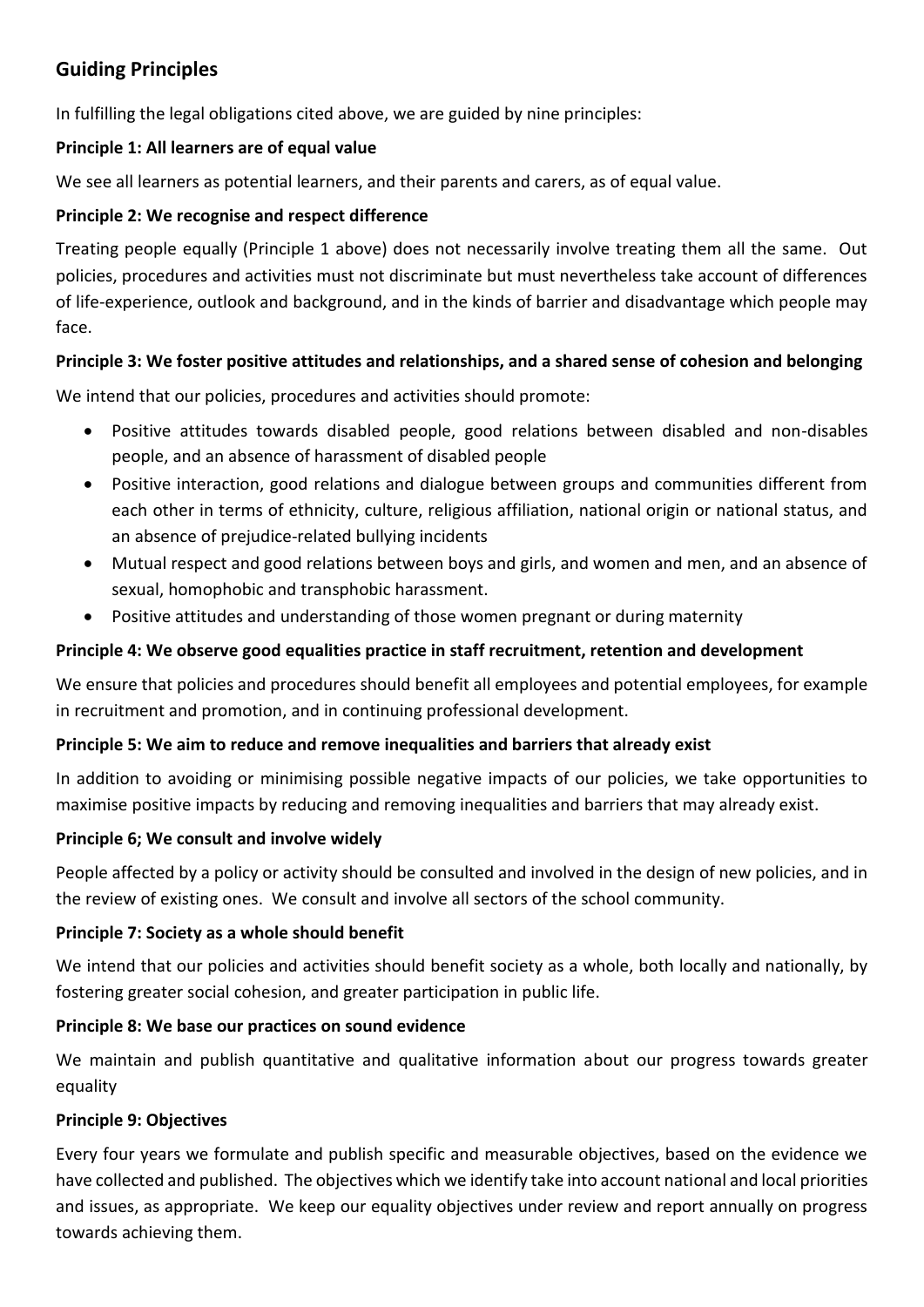## Guiding Principles

In fulfilling the legal obligations cited above, we are guided by nine principles:

**Principle 1: All learners are of equal value**

We see all learners as potential learners, and their parents and carers, as of equal value.

**Principle 2: We recognise and respect difference**

Treating people equally (Principle 1 above) does not necessarily involve treating them all the same. Out policies, procedures and activities must not discriminate but must nevertheless take account of differences of life-experience, outlook and background, and in the kinds of barrier and disadvantage which people may face.

**Principle 3: We foster positive attitudes and relationships, and a shared sense of cohesion and belonging**

We intend that our policies, procedures and activities should promote:

- Positive attitudes towards disabled people, good relations between disabled and non-disables people, and an absence of harassment of disabled people
- Positive interaction, good relations and dialogue between groups and communities different from each other in terms of ethnicity, culture, religious affiliation, national origin or national status, and an absence of prejudice-related bullying incidents
- Mutual respect and good relations between boys and girls, and women and men, and an absence of sexual, homophobic and transphobic harassment.
- Positive attitudes and understanding of those women pregnant or during maternity

**Principle 4: We observe good equalities practice in staff recruitment, retention and development**

We ensure that policies and procedures should benefit all employees and potential employees, for example in recruitment and promotion, and in continuing professional development.

**Principle 5: We aim to reduce and remove inequalities and barriers that already exist**

In addition to avoiding or minimising possible negative impacts of our policies, we take opportunities to maximise positive impacts by reducing and removing inequalities and barriers that may already exist.

**Principle 6; We consult and involve widely**

People affected by a policy or activity should be consulted and involved in the design of new policies, and in the review of existing ones. We consult and involve all sectors of the school community.

**Principle 7: Society as a whole should benefit**

We intend that our policies and activities should benefit society as a whole, both locally and nationally, by fostering greater social cohesion, and greater participation in public life.

**Principle 8: We base our practices on sound evidence**

We maintain and publish quantitative and qualitative information about our progress towards greater equality

**Principle 9: Objectives**

Every four years we formulate and publish specific and measurable objectives, based on the evidence we have collected and published. The objectives which we identify take into account national and local priorities and issues, as appropriate. We keep our equality objectives under review and report annually on progress towards achieving them.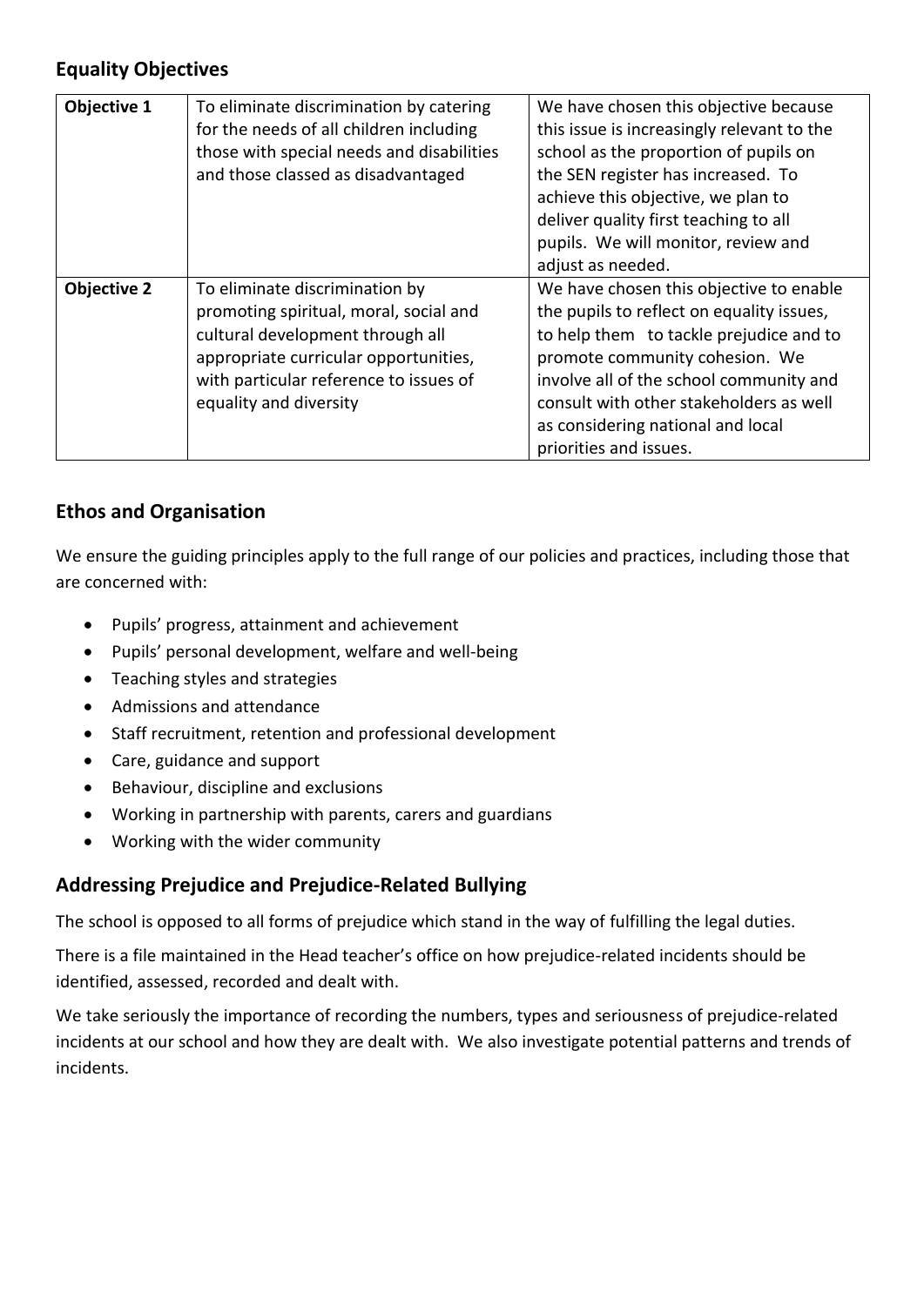## Equality Objectives

| | | |
|---|---|---|
| **Objective 1** | To eliminate discrimination by catering for the needs of all children including those with special needs and disabilities and those classed as disadvantaged | We have chosen this objective because this issue is increasingly relevant to the school as the proportion of pupils on the SEN register has increased. To achieve this objective, we plan to deliver quality first teaching to all pupils. We will monitor, review and adjust as needed. |
| **Objective 2** | To eliminate discrimination by promoting spiritual, moral, social and cultural development through all appropriate curricular opportunities, with particular reference to issues of equality and diversity | We have chosen this objective to enable the pupils to reflect on equality issues, to help them to tackle prejudice and to promote community cohesion. We involve all of the school community and consult with other stakeholders as well as considering national and local priorities and issues. |

## Ethos and Organisation

We ensure the guiding principles apply to the full range of our policies and practices, including those that are concerned with:

- Pupils' progress, attainment and achievement
- Pupils' personal development, welfare and well-being
- Teaching styles and strategies
- Admissions and attendance
- Staff recruitment, retention and professional development
- Care, guidance and support
- Behaviour, discipline and exclusions
- Working in partnership with parents, carers and guardians
- Working with the wider community

## Addressing Prejudice and Prejudice-Related Bullying

The school is opposed to all forms of prejudice which stand in the way of fulfilling the legal duties.

There is a file maintained in the Head teacher's office on how prejudice-related incidents should be identified, assessed, recorded and dealt with.

We take seriously the importance of recording the numbers, types and seriousness of prejudice-related incidents at our school and how they are dealt with. We also investigate potential patterns and trends of incidents.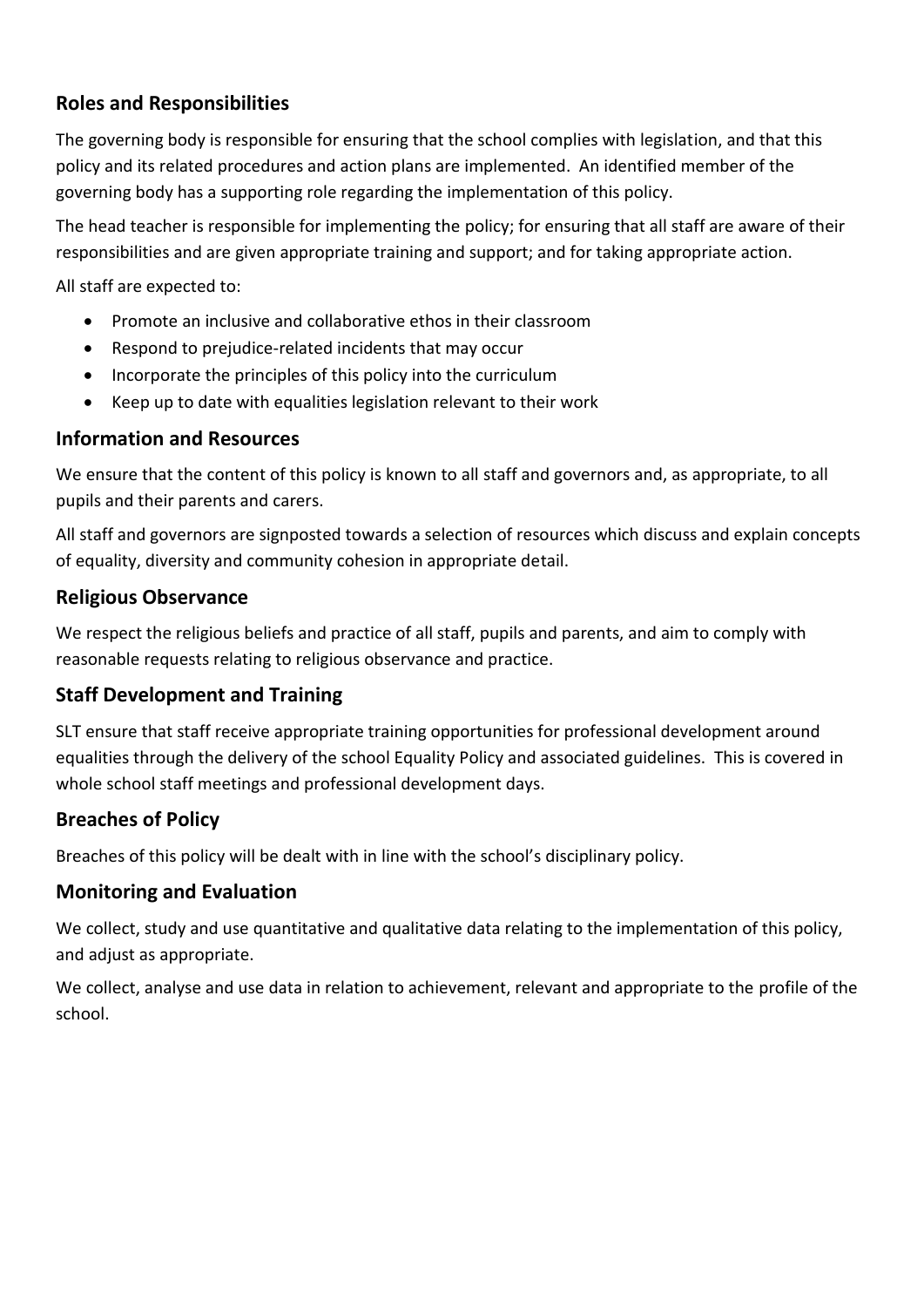## Roles and Responsibilities

The governing body is responsible for ensuring that the school complies with legislation, and that this policy and its related procedures and action plans are implemented. An identified member of the governing body has a supporting role regarding the implementation of this policy.

The head teacher is responsible for implementing the policy; for ensuring that all staff are aware of their responsibilities and are given appropriate training and support; and for taking appropriate action.

All staff are expected to:

- Promote an inclusive and collaborative ethos in their classroom
- Respond to prejudice-related incidents that may occur
- Incorporate the principles of this policy into the curriculum
- Keep up to date with equalities legislation relevant to their work

## Information and Resources

We ensure that the content of this policy is known to all staff and governors and, as appropriate, to all pupils and their parents and carers.

All staff and governors are signposted towards a selection of resources which discuss and explain concepts of equality, diversity and community cohesion in appropriate detail.

## Religious Observance

We respect the religious beliefs and practice of all staff, pupils and parents, and aim to comply with reasonable requests relating to religious observance and practice.

## Staff Development and Training

SLT ensure that staff receive appropriate training opportunities for professional development around equalities through the delivery of the school Equality Policy and associated guidelines. This is covered in whole school staff meetings and professional development days.

## Breaches of Policy

Breaches of this policy will be dealt with in line with the school's disciplinary policy.

## Monitoring and Evaluation

We collect, study and use quantitative and qualitative data relating to the implementation of this policy, and adjust as appropriate.

We collect, analyse and use data in relation to achievement, relevant and appropriate to the profile of the school.